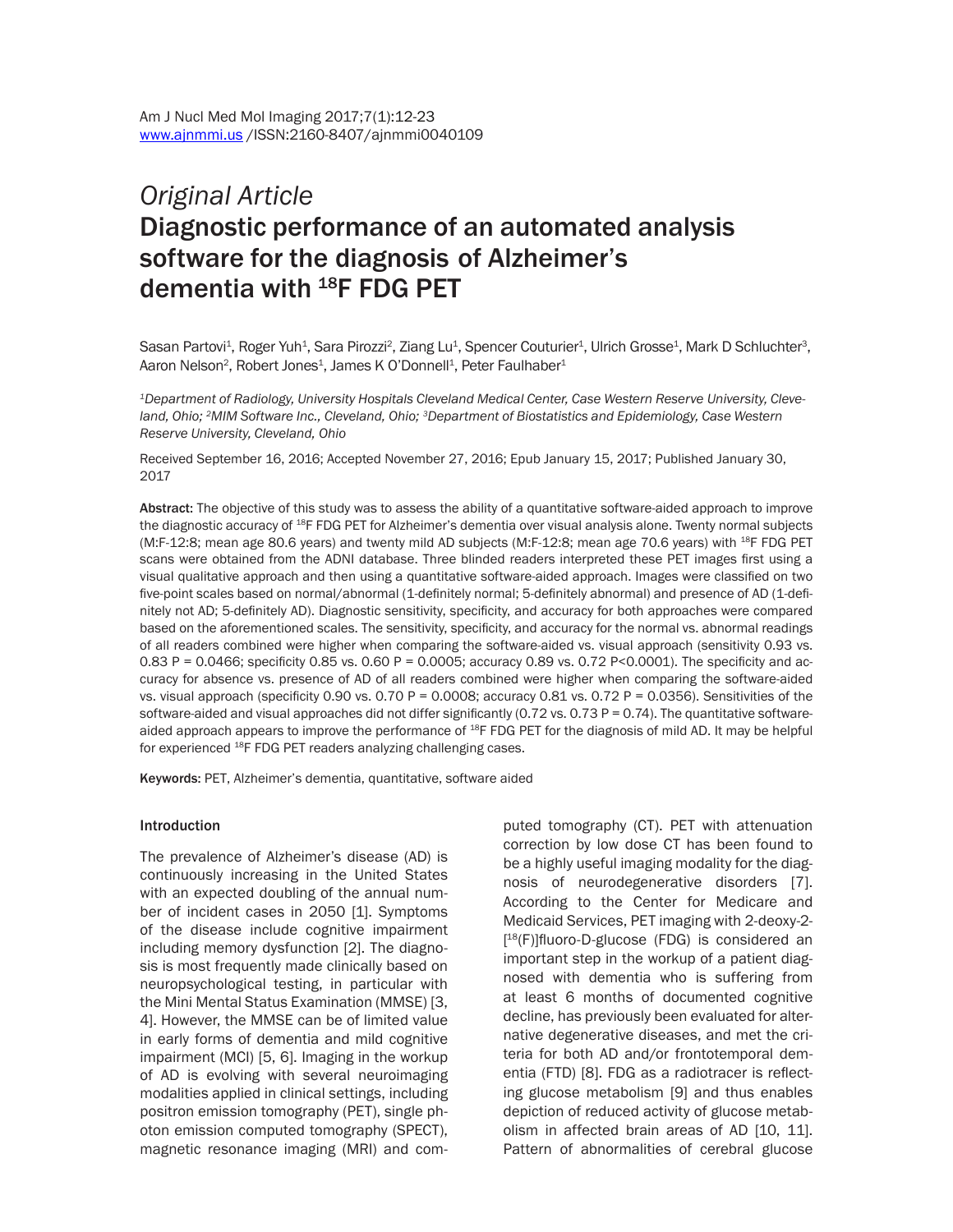*Original Article*

# Diagnostic performance of an automated analysis software for the diagnosis of Alzheimer's dementia with $^{18}$F FDG PET

Sasan Partovi[1], Roger Yuh[1], Sara Pirozzi[2], Ziang Lu[1], Spencer Couturier[1], Ulrich Grosse[1], Mark D Schluchter[3], Aaron Nelson[2], Robert Jones[1], James K O'Donnell[1], Peter Faulhaber[1]

*[1]Department of Radiology, University Hospitals Cleveland Medical Center, Case Western Reserve University, Cleveland, Ohio; [2]MIM Software Inc., Cleveland, Ohio; [3]Department of Biostatistics and Epidemiology, Case Western Reserve University, Cleveland, Ohio*

Received September 16, 2016; Accepted November 27, 2016; Epub January 15, 2017; Published January 30, 2017

**Abstract:** The objective of this study was to assess the ability of a quantitative software-aided approach to improve the diagnostic accuracy of $^{18}$F FDG PET for Alzheimer's dementia over visual analysis alone. Twenty normal subjects (M:F-12:8; mean age 80.6 years) and twenty mild AD subjects (M:F-12:8; mean age 70.6 years) with $^{18}$F FDG PET scans were obtained from the ADNI database. Three blinded readers interpreted these PET images first using a visual qualitative approach and then using a quantitative software-aided approach. Images were classified on two five-point scales based on normal/abnormal (1-definitely normal; 5-definitely abnormal) and presence of AD (1-definitely not AD; 5-definitely AD). Diagnostic sensitivity, specificity, and accuracy for both approaches were compared based on the aforementioned scales. The sensitivity, specificity, and accuracy for the normal vs. abnormal readings of all readers combined were higher when comparing the software-aided vs. visual approach (sensitivity 0.93 vs. 0.83 P = 0.0466; specificity 0.85 vs. 0.60 P = 0.0005; accuracy 0.89 vs. 0.72 P<0.0001). The specificity and accuracy for absence vs. presence of AD of all readers combined were higher when comparing the software-aided vs. visual approach (specificity 0.90 vs. 0.70 P = 0.0008; accuracy 0.81 vs. 0.72 P = 0.0356). Sensitivities of the software-aided and visual approaches did not differ significantly (0.72 vs. 0.73 P = 0.74). The quantitative software-aided approach appears to improve the performance of $^{18}$F FDG PET for the diagnosis of mild AD. It may be helpful for experienced $^{18}$F FDG PET readers analyzing challenging cases.

**Keywords:** PET, Alzheimer's dementia, quantitative, software aided

## Introduction

The prevalence of Alzheimer's disease (AD) is continuously increasing in the United States with an expected doubling of the annual number of incident cases in 2050 [1]. Symptoms of the disease include cognitive impairment including memory dysfunction [2]. The diagnosis is most frequently made clinically based on neuropsychological testing, in particular with the Mini Mental Status Examination (MMSE) [3, 4]. However, the MMSE can be of limited value in early forms of dementia and mild cognitive impairment (MCI) [5, 6]. Imaging in the workup of AD is evolving with several neuroimaging modalities applied in clinical settings, including positron emission tomography (PET), single photon emission computed tomography (SPECT), magnetic resonance imaging (MRI) and computed tomography (CT). PET with attenuation correction by low dose CT has been found to be a highly useful imaging modality for the diagnosis of neurodegenerative disorders [7]. According to the Center for Medicare and Medicaid Services, PET imaging with 2-deoxy-2-[$^{18}$(F)]fluoro-D-glucose (FDG) is considered an important step in the workup of a patient diagnosed with dementia who is suffering from at least 6 months of documented cognitive decline, has previously been evaluated for alternative degenerative diseases, and met the criteria for both AD and/or frontotemporal dementia (FTD) [8]. FDG as a radiotracer is reflecting glucose metabolism [9] and thus enables depiction of reduced activity of glucose metabolism in affected brain areas of AD [10, 11]. Pattern of abnormalities of cerebral glucose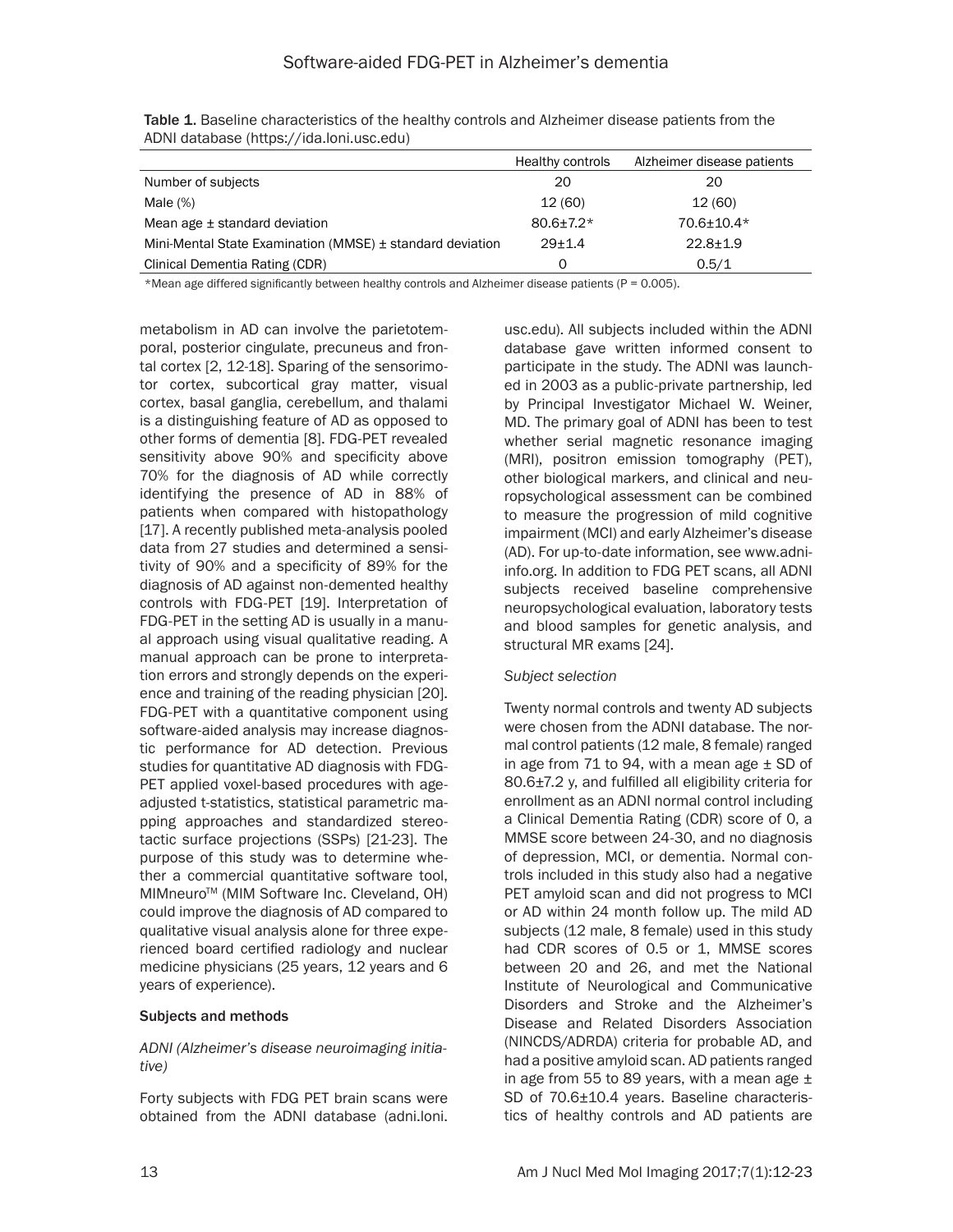Table 1. Baseline characteristics of the healthy controls and Alzheimer disease patients from the ADNI database (https://ida.loni.usc.edu)

| | Healthy controls | Alzheimer disease patients |
|---|---|---|
| Number of subjects | 20 | 20 |
| Male (%) | 12 (60) | 12 (60) |
| Mean age ± standard deviation | 80.6±7.2* | 70.6±10.4* |
| Mini-Mental State Examination (MMSE) ± standard deviation | 29±1.4 | 22.8±1.9 |
| Clinical Dementia Rating (CDR) | 0 | 0.5/1 |

*Mean age differed significantly between healthy controls and Alzheimer disease patients ($P = 0.005$).

metabolism in AD can involve the parietotemporal, posterior cingulate, precuneus and frontal cortex [2, 12-18]. Sparing of the sensorimotor cortex, subcortical gray matter, visual cortex, basal ganglia, cerebellum, and thalami is a distinguishing feature of AD as opposed to other forms of dementia [8]. FDG-PET revealed sensitivity above 90% and specificity above 70% for the diagnosis of AD while correctly identifying the presence of AD in 88% of patients when compared with histopathology [17]. A recently published meta-analysis pooled data from 27 studies and determined a sensitivity of 90% and a specificity of 89% for the diagnosis of AD against non-demented healthy controls with FDG-PET [19]. Interpretation of FDG-PET in the setting AD is usually in a manual approach using visual qualitative reading. A manual approach can be prone to interpretation errors and strongly depends on the experience and training of the reading physician [20]. FDG-PET with a quantitative component using software-aided analysis may increase diagnostic performance for AD detection. Previous studies for quantitative AD diagnosis with FDG-PET applied voxel-based procedures with age-adjusted t-statistics, statistical parametric mapping approaches and standardized stereotactic surface projections (SSPs) [21-23]. The purpose of this study was to determine whether a commercial quantitative software tool, MIMneuro™ (MIM Software Inc. Cleveland, OH) could improve the diagnosis of AD compared to qualitative visual analysis alone for three experienced board certified radiology and nuclear medicine physicians (25 years, 12 years and 6 years of experience).

## Subjects and methods

### *ADNI (Alzheimer's disease neuroimaging initiative)*

Forty subjects with FDG PET brain scans were obtained from the ADNI database (adni.loni.usc.edu). All subjects included within the ADNI database gave written informed consent to participate in the study. The ADNI was launched in 2003 as a public-private partnership, led by Principal Investigator Michael W. Weiner, MD. The primary goal of ADNI has been to test whether serial magnetic resonance imaging (MRI), positron emission tomography (PET), other biological markers, and clinical and neuropsychological assessment can be combined to measure the progression of mild cognitive impairment (MCI) and early Alzheimer's disease (AD). For up-to-date information, see www.adni-info.org. In addition to FDG PET scans, all ADNI subjects received baseline comprehensive neuropsychological evaluation, laboratory tests and blood samples for genetic analysis, and structural MR exams [24].

### *Subject selection*

Twenty normal controls and twenty AD subjects were chosen from the ADNI database. The normal control patients (12 male, 8 female) ranged in age from 71 to 94, with a mean age ± SD of 80.6±7.2 y, and fulfilled all eligibility criteria for enrollment as an ADNI normal control including a Clinical Dementia Rating (CDR) score of 0, a MMSE score between 24-30, and no diagnosis of depression, MCI, or dementia. Normal controls included in this study also had a negative PET amyloid scan and did not progress to MCI or AD within 24 month follow up. The mild AD subjects (12 male, 8 female) used in this study had CDR scores of 0.5 or 1, MMSE scores between 20 and 26, and met the National Institute of Neurological and Communicative Disorders and Stroke and the Alzheimer's Disease and Related Disorders Association (NINCDS/ADRDA) criteria for probable AD, and had a positive amyloid scan. AD patients ranged in age from 55 to 89 years, with a mean age ± SD of 70.6±10.4 years. Baseline characteristics of healthy controls and AD patients are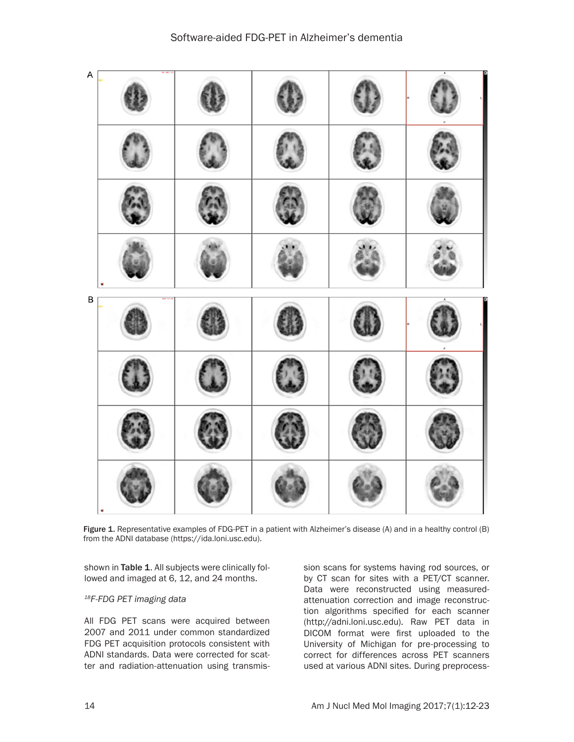Figure 1. Representative examples of FDG-PET in a patient with Alzheimer's disease (A) and in a healthy control (B) from the ADNI database (https://ida.loni.usc.edu).

shown in Table 1. All subjects were clinically followed and imaged at 6, 12, and 24 months.

*$^{18}$F-FDG PET imaging data*

All FDG PET scans were acquired between 2007 and 2011 under common standardized FDG PET acquisition protocols consistent with ADNI standards. Data were corrected for scatter and radiation-attenuation using transmission scans for systems having rod sources, or by CT scan for sites with a PET/CT scanner. Data were reconstructed using measured-attenuation correction and image reconstruction algorithms specified for each scanner (http://adni.loni.usc.edu). Raw PET data in DICOM format were first uploaded to the University of Michigan for pre-processing to correct for differences across PET scanners used at various ADNI sites. During preprocess-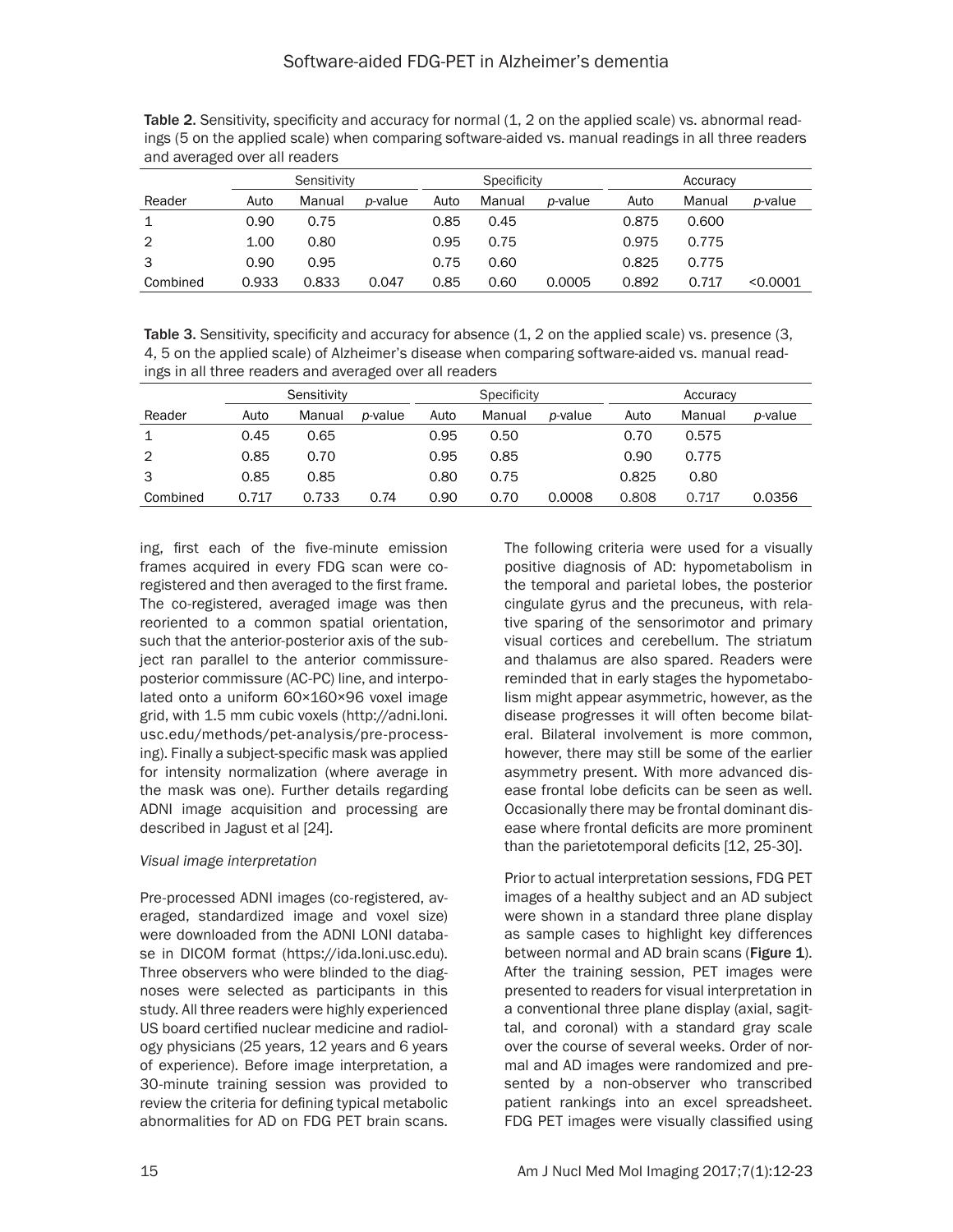**Table 2.** Sensitivity, specificity and accuracy for normal (1, 2 on the applied scale) vs. abnormal readings (5 on the applied scale) when comparing software-aided vs. manual readings in all three readers and averaged over all readers

| | Sensitivity | | | Specificity | | | Accuracy | | |
|---|---|---|---|---|---|---|---|---|---|
| Reader | Auto | Manual | *p*-value | Auto | Manual | *p*-value | Auto | Manual | *p*-value |
| 1 | 0.90 | 0.75 | | 0.85 | 0.45 | | 0.875 | 0.600 | |
| 2 | 1.00 | 0.80 | | 0.95 | 0.75 | | 0.975 | 0.775 | |
| 3 | 0.90 | 0.95 | | 0.75 | 0.60 | | 0.825 | 0.775 | |
| Combined | 0.933 | 0.833 | 0.047 | 0.85 | 0.60 | 0.0005 | 0.892 | 0.717 | <0.0001 |

**Table 3.** Sensitivity, specificity and accuracy for absence (1, 2 on the applied scale) vs. presence (3, 4, 5 on the applied scale) of Alzheimer's disease when comparing software-aided vs. manual readings in all three readers and averaged over all readers

| | Sensitivity | | | Specificity | | | Accuracy | | |
|---|---|---|---|---|---|---|---|---|---|
| Reader | Auto | Manual | *p*-value | Auto | Manual | *p*-value | Auto | Manual | *p*-value |
| 1 | 0.45 | 0.65 | | 0.95 | 0.50 | | 0.70 | 0.575 | |
| 2 | 0.85 | 0.70 | | 0.95 | 0.85 | | 0.90 | 0.775 | |
| 3 | 0.85 | 0.85 | | 0.80 | 0.75 | | 0.825 | 0.80 | |
| Combined | 0.717 | 0.733 | 0.74 | 0.90 | 0.70 | 0.0008 | 0.808 | 0.717 | 0.0356 |

ing, first each of the five-minute emission frames acquired in every FDG scan were co-registered and then averaged to the first frame. The co-registered, averaged image was then reoriented to a common spatial orientation, such that the anterior-posterior axis of the subject ran parallel to the anterior commissure-posterior commissure (AC-PC) line, and interpolated onto a uniform 60×160×96 voxel image grid, with 1.5 mm cubic voxels (http://adni.loni.usc.edu/methods/pet-analysis/pre-processing). Finally a subject-specific mask was applied for intensity normalization (where average in the mask was one). Further details regarding ADNI image acquisition and processing are described in Jagust et al [24].

*Visual image interpretation*

Pre-processed ADNI images (co-registered, averaged, standardized image and voxel size) were downloaded from the ADNI LONI database in DICOM format (https://ida.loni.usc.edu). Three observers who were blinded to the diagnoses were selected as participants in this study. All three readers were highly experienced US board certified nuclear medicine and radiology physicians (25 years, 12 years and 6 years of experience). Before image interpretation, a 30-minute training session was provided to review the criteria for defining typical metabolic abnormalities for AD on FDG PET brain scans.

The following criteria were used for a visually positive diagnosis of AD: hypometabolism in the temporal and parietal lobes, the posterior cingulate gyrus and the precuneus, with relative sparing of the sensorimotor and primary visual cortices and cerebellum. The striatum and thalamus are also spared. Readers were reminded that in early stages the hypometabolism might appear asymmetric, however, as the disease progresses it will often become bilateral. Bilateral involvement is more common, however, there may still be some of the earlier asymmetry present. With more advanced disease frontal lobe deficits can be seen as well. Occasionally there may be frontal dominant disease where frontal deficits are more prominent than the parietotemporal deficits [12, 25-30].

Prior to actual interpretation sessions, FDG PET images of a healthy subject and an AD subject were shown in a standard three plane display as sample cases to highlight key differences between normal and AD brain scans (**Figure 1**). After the training session, PET images were presented to readers for visual interpretation in a conventional three plane display (axial, sagittal, and coronal) with a standard gray scale over the course of several weeks. Order of normal and AD images were randomized and presented by a non-observer who transcribed patient rankings into an excel spreadsheet. FDG PET images were visually classified using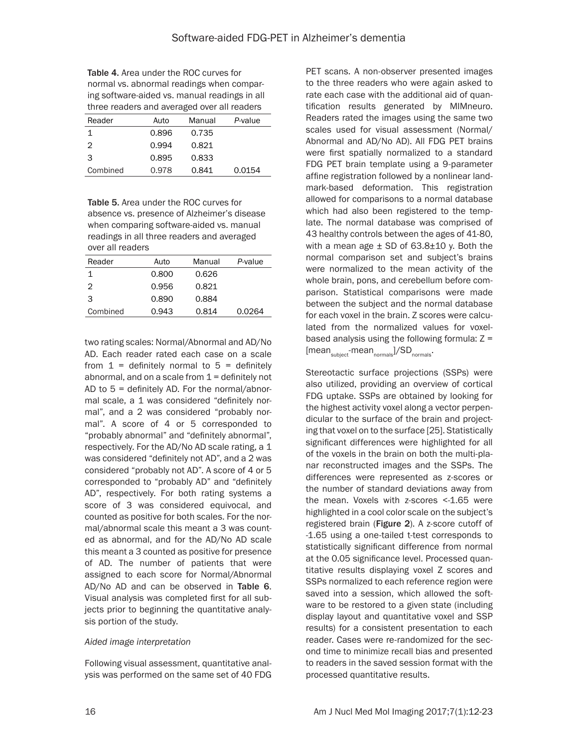**Table 4.** Area under the ROC curves for normal vs. abnormal readings when comparing software-aided vs. manual readings in all three readers and averaged over all readers

| Reader | Auto | Manual | *P*-value |
|---|---|---|---|
| 1 | 0.896 | 0.735 | |
| 2 | 0.994 | 0.821 | |
| 3 | 0.895 | 0.833 | |
| Combined | 0.978 | 0.841 | 0.0154 |

**Table 5.** Area under the ROC curves for absence vs. presence of Alzheimer's disease when comparing software-aided vs. manual readings in all three readers and averaged over all readers

| Reader | Auto | Manual | *P*-value |
|---|---|---|---|
| 1 | 0.800 | 0.626 | |
| 2 | 0.956 | 0.821 | |
| 3 | 0.890 | 0.884 | |
| Combined | 0.943 | 0.814 | 0.0264 |

two rating scales: Normal/Abnormal and AD/No AD. Each reader rated each case on a scale from 1 = definitely normal to 5 = definitely abnormal, and on a scale from 1 = definitely not AD to 5 = definitely AD. For the normal/abnormal scale, a 1 was considered "definitely normal", and a 2 was considered "probably normal". A score of 4 or 5 corresponded to "probably abnormal" and "definitely abnormal", respectively. For the AD/No AD scale rating, a 1 was considered "definitely not AD", and a 2 was considered "probably not AD". A score of 4 or 5 corresponded to "probably AD" and "definitely AD", respectively. For both rating systems a score of 3 was considered equivocal, and counted as positive for both scales. For the normal/abnormal scale this meant a 3 was counted as abnormal, and for the AD/No AD scale this meant a 3 counted as positive for presence of AD. The number of patients that were assigned to each score for Normal/Abnormal AD/No AD and can be observed in **Table 6**. Visual analysis was completed first for all subjects prior to beginning the quantitative analysis portion of the study.

*Aided image interpretation*

Following visual assessment, quantitative analysis was performed on the same set of 40 FDG PET scans. A non-observer presented images to the three readers who were again asked to rate each case with the additional aid of quantification results generated by MIMneuro. Readers rated the images using the same two scales used for visual assessment (Normal/Abnormal and AD/No AD). All FDG PET brains were first spatially normalized to a standard FDG PET brain template using a 9-parameter affine registration followed by a nonlinear landmark-based deformation. This registration allowed for comparisons to a normal database which had also been registered to the template. The normal database was comprised of 43 healthy controls between the ages of 41-80, with a mean age ± SD of 63.8±10 y. Both the normal comparison set and subject's brains were normalized to the mean activity of the whole brain, pons, and cerebellum before comparison. Statistical comparisons were made between the subject and the normal database for each voxel in the brain. Z scores were calculated from the normalized values for voxel-based analysis using the following formula: $Z = [mean_{subject} - mean_{normals}]/SD_{normals}$.

Stereotactic surface projections (SSPs) were also utilized, providing an overview of cortical FDG uptake. SSPs are obtained by looking for the highest activity voxel along a vector perpendicular to the surface of the brain and projecting that voxel on to the surface [25]. Statistically significant differences were highlighted for all of the voxels in the brain on both the multi-planar reconstructed images and the SSPs. The differences were represented as z-scores or the number of standard deviations away from the mean. Voxels with z-scores <-1.65 were highlighted in a cool color scale on the subject's registered brain (**Figure 2**). A z-score cutoff of -1.65 using a one-tailed t-test corresponds to statistically significant difference from normal at the 0.05 significance level. Processed quantitative results displaying voxel Z scores and SSPs normalized to each reference region were saved into a session, which allowed the software to be restored to a given state (including display layout and quantitative voxel and SSP results) for a consistent presentation to each reader. Cases were re-randomized for the second time to minimize recall bias and presented to readers in the saved session format with the processed quantitative results.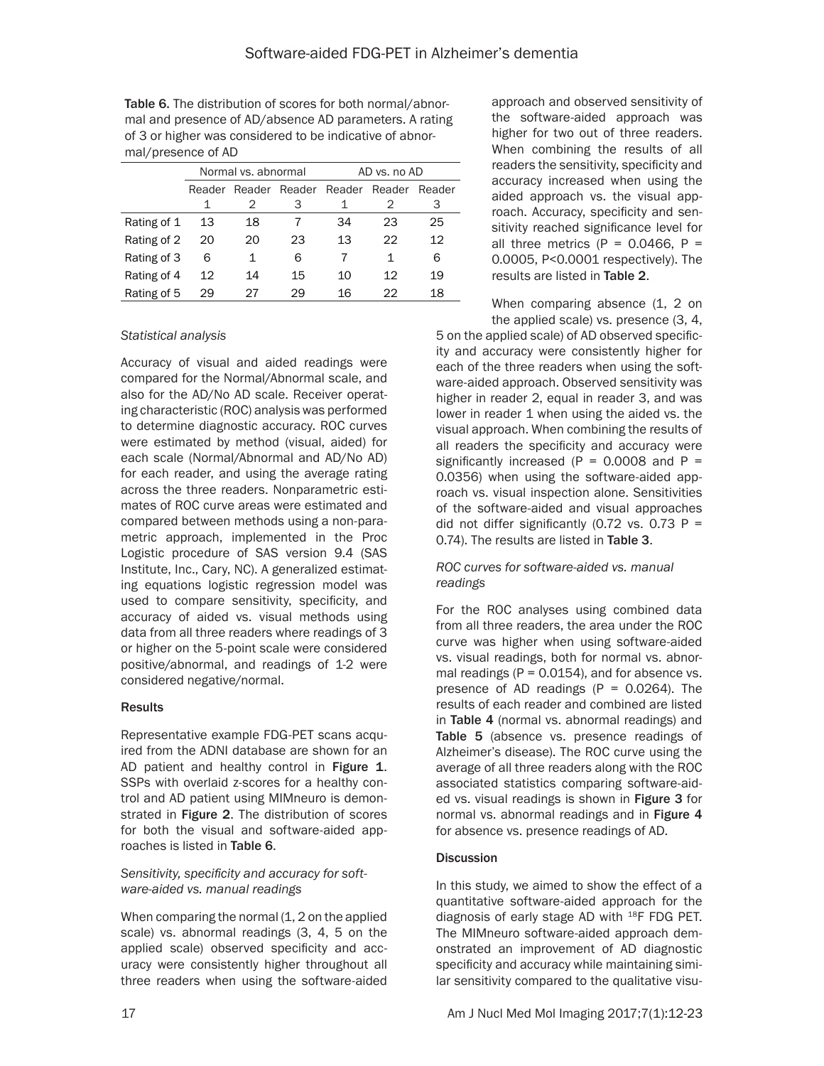**Table 6.** The distribution of scores for both normal/abnormal and presence of AD/absence AD parameters. A rating of 3 or higher was considered to be indicative of abnormal/presence of AD

| | Normal vs. abnormal | | | AD vs. no AD | | |
|---|---|---|---|---|---|---|
| | Reader 1 | Reader 2 | Reader 3 | Reader 1 | Reader 2 | Reader 3 |
| Rating of 1 | 13 | 18 | 7 | 34 | 23 | 25 |
| Rating of 2 | 20 | 20 | 23 | 13 | 22 | 12 |
| Rating of 3 | 6 | 1 | 6 | 7 | 1 | 6 |
| Rating of 4 | 12 | 14 | 15 | 10 | 12 | 19 |
| Rating of 5 | 29 | 27 | 29 | 16 | 22 | 18 |

*Statistical analysis*

Accuracy of visual and aided readings were compared for the Normal/Abnormal scale, and also for the AD/No AD scale. Receiver operating characteristic (ROC) analysis was performed to determine diagnostic accuracy. ROC curves were estimated by method (visual, aided) for each scale (Normal/Abnormal and AD/No AD) for each reader, and using the average rating across the three readers. Nonparametric estimates of ROC curve areas were estimated and compared between methods using a non-parametric approach, implemented in the Proc Logistic procedure of SAS version 9.4 (SAS Institute, Inc., Cary, NC). A generalized estimating equations logistic regression model was used to compare sensitivity, specificity, and accuracy of aided vs. visual methods using data from all three readers where readings of 3 or higher on the 5-point scale were considered positive/abnormal, and readings of 1-2 were considered negative/normal.

## Results

Representative example FDG-PET scans acquired from the ADNI database are shown for an AD patient and healthy control in **Figure 1**. SSPs with overlaid z-scores for a healthy control and AD patient using MIMneuro is demonstrated in **Figure 2**. The distribution of scores for both the visual and software-aided approaches is listed in **Table 6**.

*Sensitivity, specificity and accuracy for software-aided vs. manual readings*

When comparing the normal (1, 2 on the applied scale) vs. abnormal readings (3, 4, 5 on the applied scale) observed specificity and accuracy were consistently higher throughout all three readers when using the software-aided approach and observed sensitivity of the software-aided approach was higher for two out of three readers. When combining the results of all readers the sensitivity, specificity and accuracy increased when using the aided approach vs. the visual approach. Accuracy, specificity and sensitivity reached significance level for all three metrics ($P = 0.0466$, $P = 0.0005$, $P<0.0001$ respectively). The results are listed in **Table 2**.

When comparing absence (1, 2 on the applied scale) vs. presence (3, 4, 5 on the applied scale) of AD observed specificity and accuracy were consistently higher for each of the three readers when using the software-aided approach. Observed sensitivity was higher in reader 2, equal in reader 3, and was lower in reader 1 when using the aided vs. the visual approach. When combining the results of all readers the specificity and accuracy were significantly increased ($P = 0.0008$ and $P = 0.0356$) when using the software-aided approach vs. visual inspection alone. Sensitivities of the software-aided and visual approaches did not differ significantly (0.72 vs. 0.73 $P = 0.74$). The results are listed in **Table 3**.

*ROC curves for software-aided vs. manual readings*

For the ROC analyses using combined data from all three readers, the area under the ROC curve was higher when using software-aided vs. visual readings, both for normal vs. abnormal readings ($P = 0.0154$), and for absence vs. presence of AD readings ($P = 0.0264$). The results of each reader and combined are listed in **Table 4** (normal vs. abnormal readings) and **Table 5** (absence vs. presence readings of Alzheimer's disease). The ROC curve using the average of all three readers along with the ROC associated statistics comparing software-aided vs. visual readings is shown in **Figure 3** for normal vs. abnormal readings and in **Figure 4** for absence vs. presence readings of AD.

## Discussion

In this study, we aimed to show the effect of a quantitative software-aided approach for the diagnosis of early stage AD with $^{18}$F FDG PET. The MIMneuro software-aided approach demonstrated an improvement of AD diagnostic specificity and accuracy while maintaining similar sensitivity compared to the qualitative visu-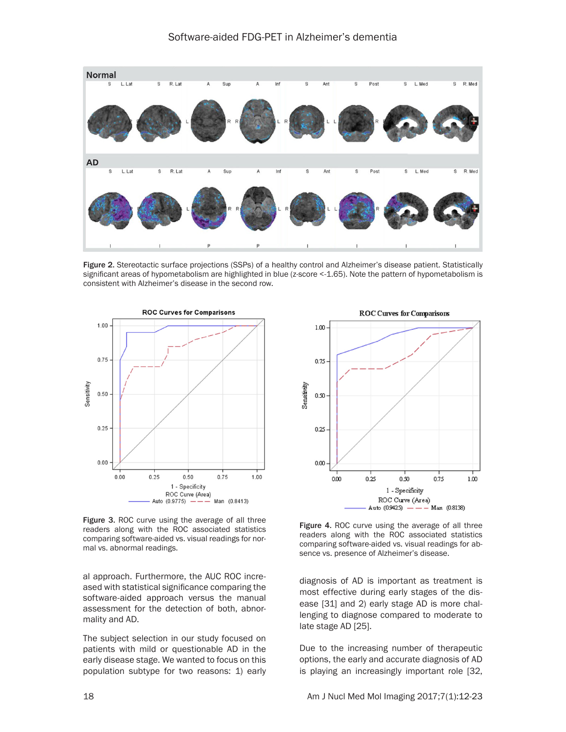Figure 2. Stereotactic surface projections (SSPs) of a healthy control and Alzheimer's disease patient. Statistically significant areas of hypometabolism are highlighted in blue (z-score <-1.65). Note the pattern of hypometabolism is consistent with Alzheimer's disease in the second row.

Figure 3. ROC curve using the average of all three readers along with the ROC associated statistics comparing software-aided vs. visual readings for normal vs. abnormal readings.

Figure 4. ROC curve using the average of all three readers along with the ROC associated statistics comparing software-aided vs. visual readings for absence vs. presence of Alzheimer's disease.

al approach. Furthermore, the AUC ROC increased with statistical significance comparing the software-aided approach versus the manual assessment for the detection of both, abnormality and AD.

The subject selection in our study focused on patients with mild or questionable AD in the early disease stage. We wanted to focus on this population subtype for two reasons: 1) early diagnosis of AD is important as treatment is most effective during early stages of the disease [31] and 2) early stage AD is more challenging to diagnose compared to moderate to late stage AD [25].

Due to the increasing number of therapeutic options, the early and accurate diagnosis of AD is playing an increasingly important role [32,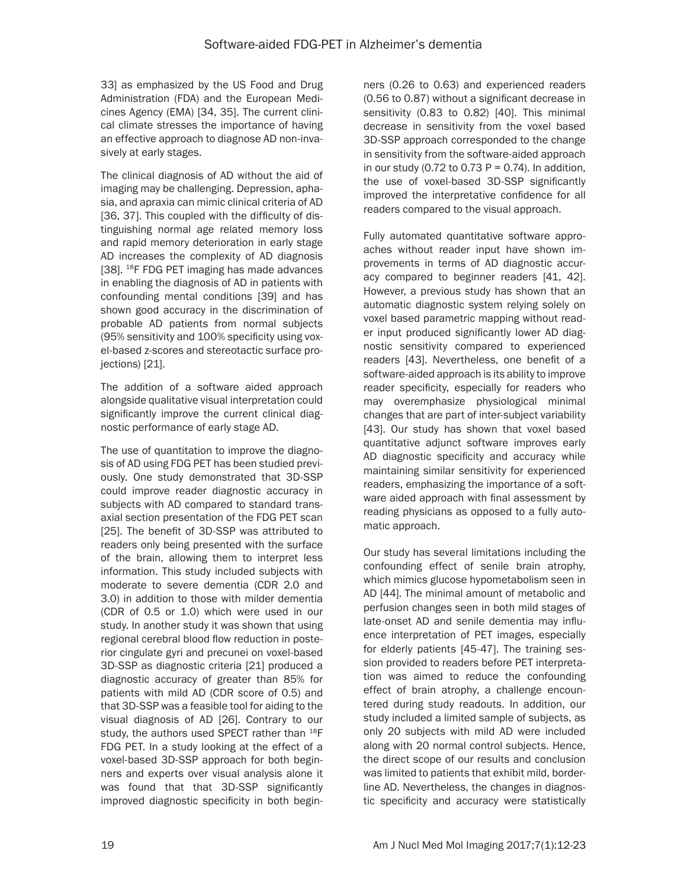33] as emphasized by the US Food and Drug Administration (FDA) and the European Medicines Agency (EMA) [34, 35]. The current clinical climate stresses the importance of having an effective approach to diagnose AD non-invasively at early stages.

The clinical diagnosis of AD without the aid of imaging may be challenging. Depression, aphasia, and apraxia can mimic clinical criteria of AD [36, 37]. This coupled with the difficulty of distinguishing normal age related memory loss and rapid memory deterioration in early stage AD increases the complexity of AD diagnosis [38]. $^{18}$F FDG PET imaging has made advances in enabling the diagnosis of AD in patients with confounding mental conditions [39] and has shown good accuracy in the discrimination of probable AD patients from normal subjects (95% sensitivity and 100% specificity using voxel-based z-scores and stereotactic surface projections) [21].

The addition of a software aided approach alongside qualitative visual interpretation could significantly improve the current clinical diagnostic performance of early stage AD.

The use of quantitation to improve the diagnosis of AD using FDG PET has been studied previously. One study demonstrated that 3D-SSP could improve reader diagnostic accuracy in subjects with AD compared to standard transaxial section presentation of the FDG PET scan [25]. The benefit of 3D-SSP was attributed to readers only being presented with the surface of the brain, allowing them to interpret less information. This study included subjects with moderate to severe dementia (CDR 2.0 and 3.0) in addition to those with milder dementia (CDR of 0.5 or 1.0) which were used in our study. In another study it was shown that using regional cerebral blood flow reduction in posterior cingulate gyri and precunei on voxel-based 3D-SSP as diagnostic criteria [21] produced a diagnostic accuracy of greater than 85% for patients with mild AD (CDR score of 0.5) and that 3D-SSP was a feasible tool for aiding to the visual diagnosis of AD [26]. Contrary to our study, the authors used SPECT rather than $^{18}$F FDG PET. In a study looking at the effect of a voxel-based 3D-SSP approach for both beginners and experts over visual analysis alone it was found that that 3D-SSP significantly improved diagnostic specificity in both beginners (0.26 to 0.63) and experienced readers (0.56 to 0.87) without a significant decrease in sensitivity (0.83 to 0.82) [40]. This minimal decrease in sensitivity from the voxel based 3D-SSP approach corresponded to the change in sensitivity from the software-aided approach in our study (0.72 to 0.73 $P = 0.74$). In addition, the use of voxel-based 3D-SSP significantly improved the interpretative confidence for all readers compared to the visual approach.

Fully automated quantitative software approaches without reader input have shown improvements in terms of AD diagnostic accuracy compared to beginner readers [41, 42]. However, a previous study has shown that an automatic diagnostic system relying solely on voxel based parametric mapping without reader input produced significantly lower AD diagnostic sensitivity compared to experienced readers [43]. Nevertheless, one benefit of a software-aided approach is its ability to improve reader specificity, especially for readers who may overemphasize physiological minimal changes that are part of inter-subject variability [43]. Our study has shown that voxel based quantitative adjunct software improves early AD diagnostic specificity and accuracy while maintaining similar sensitivity for experienced readers, emphasizing the importance of a software aided approach with final assessment by reading physicians as opposed to a fully automatic approach.

Our study has several limitations including the confounding effect of senile brain atrophy, which mimics glucose hypometabolism seen in AD [44]. The minimal amount of metabolic and perfusion changes seen in both mild stages of late-onset AD and senile dementia may influence interpretation of PET images, especially for elderly patients [45-47]. The training session provided to readers before PET interpretation was aimed to reduce the confounding effect of brain atrophy, a challenge encountered during study readouts. In addition, our study included a limited sample of subjects, as only 20 subjects with mild AD were included along with 20 normal control subjects. Hence, the direct scope of our results and conclusion was limited to patients that exhibit mild, borderline AD. Nevertheless, the changes in diagnostic specificity and accuracy were statistically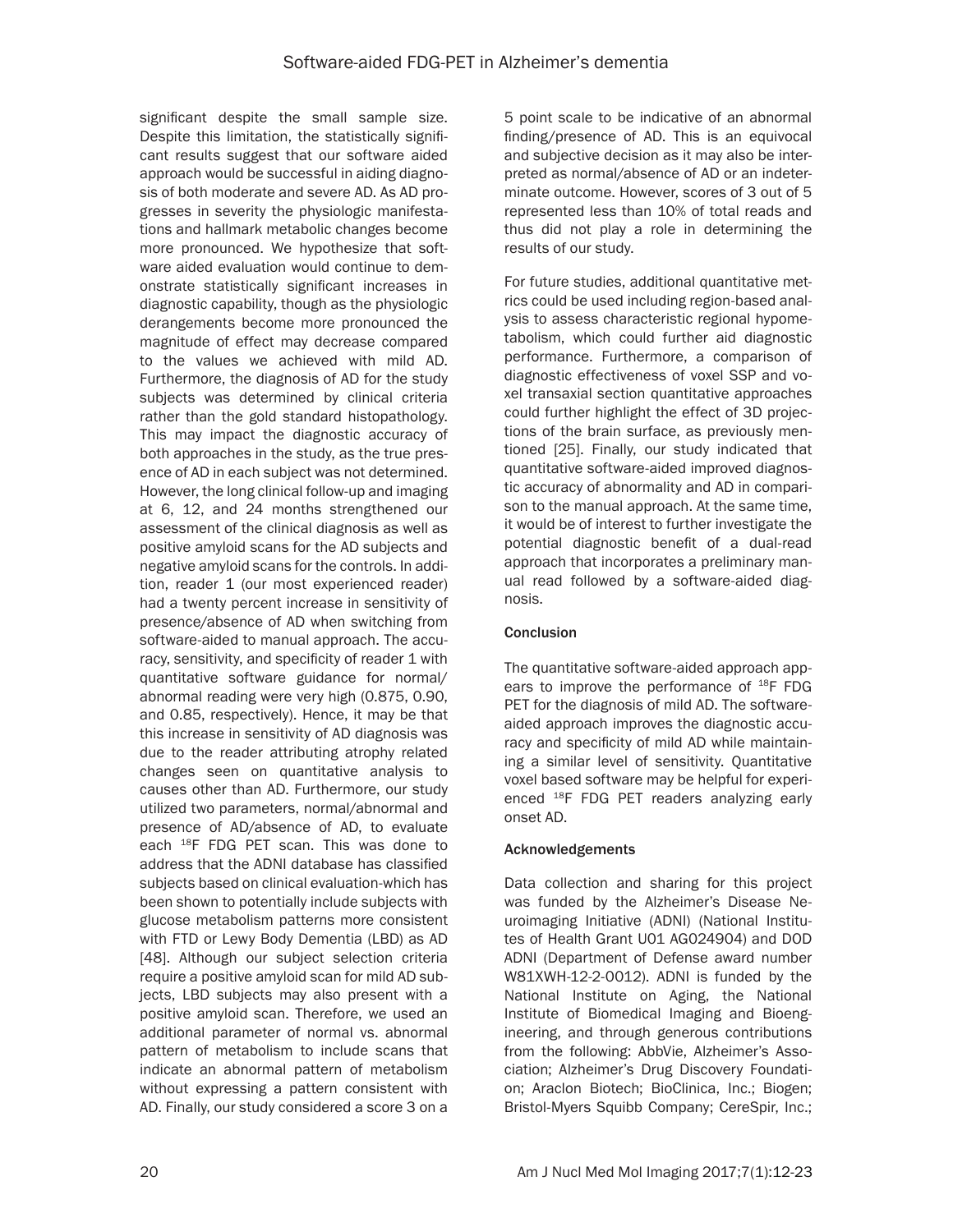significant despite the small sample size. Despite this limitation, the statistically significant results suggest that our software aided approach would be successful in aiding diagnosis of both moderate and severe AD. As AD progresses in severity the physiologic manifestations and hallmark metabolic changes become more pronounced. We hypothesize that software aided evaluation would continue to demonstrate statistically significant increases in diagnostic capability, though as the physiologic derangements become more pronounced the magnitude of effect may decrease compared to the values we achieved with mild AD. Furthermore, the diagnosis of AD for the study subjects was determined by clinical criteria rather than the gold standard histopathology. This may impact the diagnostic accuracy of both approaches in the study, as the true presence of AD in each subject was not determined. However, the long clinical follow-up and imaging at 6, 12, and 24 months strengthened our assessment of the clinical diagnosis as well as positive amyloid scans for the AD subjects and negative amyloid scans for the controls. In addition, reader 1 (our most experienced reader) had a twenty percent increase in sensitivity of presence/absence of AD when switching from software-aided to manual approach. The accuracy, sensitivity, and specificity of reader 1 with quantitative software guidance for normal/abnormal reading were very high (0.875, 0.90, and 0.85, respectively). Hence, it may be that this increase in sensitivity of AD diagnosis was due to the reader attributing atrophy related changes seen on quantitative analysis to causes other than AD. Furthermore, our study utilized two parameters, normal/abnormal and presence of AD/absence of AD, to evaluate each $^{18}$F FDG PET scan. This was done to address that the ADNI database has classified subjects based on clinical evaluation-which has been shown to potentially include subjects with glucose metabolism patterns more consistent with FTD or Lewy Body Dementia (LBD) as AD [48]. Although our subject selection criteria require a positive amyloid scan for mild AD subjects, LBD subjects may also present with a positive amyloid scan. Therefore, we used an additional parameter of normal vs. abnormal pattern of metabolism to include scans that indicate an abnormal pattern of metabolism without expressing a pattern consistent with AD. Finally, our study considered a score 3 on a 5 point scale to be indicative of an abnormal finding/presence of AD. This is an equivocal and subjective decision as it may also be interpreted as normal/absence of AD or an indeterminate outcome. However, scores of 3 out of 5 represented less than 10% of total reads and thus did not play a role in determining the results of our study.

For future studies, additional quantitative metrics could be used including region-based analysis to assess characteristic regional hypometabolism, which could further aid diagnostic performance. Furthermore, a comparison of diagnostic effectiveness of voxel SSP and voxel transaxial section quantitative approaches could further highlight the effect of 3D projections of the brain surface, as previously mentioned [25]. Finally, our study indicated that quantitative software-aided improved diagnostic accuracy of abnormality and AD in comparison to the manual approach. At the same time, it would be of interest to further investigate the potential diagnostic benefit of a dual-read approach that incorporates a preliminary manual read followed by a software-aided diagnosis.

## Conclusion

The quantitative software-aided approach appears to improve the performance of $^{18}$F FDG PET for the diagnosis of mild AD. The software-aided approach improves the diagnostic accuracy and specificity of mild AD while maintaining a similar level of sensitivity. Quantitative voxel based software may be helpful for experienced $^{18}$F FDG PET readers analyzing early onset AD.

## Acknowledgements

Data collection and sharing for this project was funded by the Alzheimer's Disease Neuroimaging Initiative (ADNI) (National Institutes of Health Grant U01 AG024904) and DOD ADNI (Department of Defense award number W81XWH-12-2-0012). ADNI is funded by the National Institute on Aging, the National Institute of Biomedical Imaging and Bioengineering, and through generous contributions from the following: AbbVie, Alzheimer's Association; Alzheimer's Drug Discovery Foundation; Araclon Biotech; BioClinica, Inc.; Biogen; Bristol-Myers Squibb Company; CereSpir, Inc.;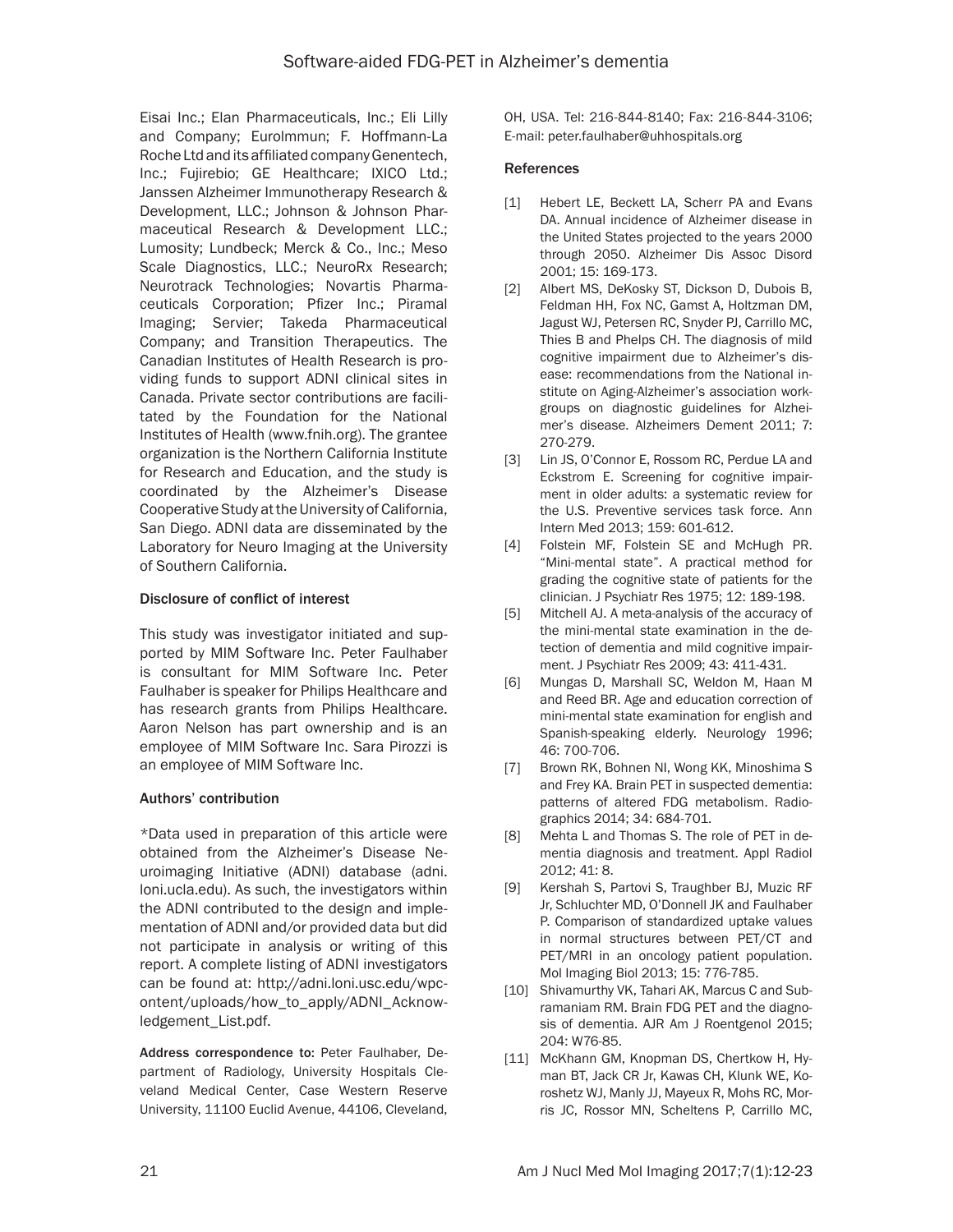Eisai Inc.; Elan Pharmaceuticals, Inc.; Eli Lilly and Company; EuroImmun; F. Hoffmann-La Roche Ltd and its affiliated company Genentech, Inc.; Fujirebio; GE Healthcare; IXICO Ltd.; Janssen Alzheimer Immunotherapy Research & Development, LLC.; Johnson & Johnson Pharmaceutical Research & Development LLC.; Lumosity; Lundbeck; Merck & Co., Inc.; Meso Scale Diagnostics, LLC.; NeuroRx Research; Neurotrack Technologies; Novartis Pharmaceuticals Corporation; Pfizer Inc.; Piramal Imaging; Servier; Takeda Pharmaceutical Company; and Transition Therapeutics. The Canadian Institutes of Health Research is providing funds to support ADNI clinical sites in Canada. Private sector contributions are facilitated by the Foundation for the National Institutes of Health (www.fnih.org). The grantee organization is the Northern California Institute for Research and Education, and the study is coordinated by the Alzheimer's Disease Cooperative Study at the University of California, San Diego. ADNI data are disseminated by the Laboratory for Neuro Imaging at the University of Southern California.

### Disclosure of conflict of interest

This study was investigator initiated and supported by MIM Software Inc. Peter Faulhaber is consultant for MIM Software Inc. Peter Faulhaber is speaker for Philips Healthcare and has research grants from Philips Healthcare. Aaron Nelson has part ownership and is an employee of MIM Software Inc. Sara Pirozzi is an employee of MIM Software Inc.

### Authors' contribution

*Data used in preparation of this article were obtained from the Alzheimer's Disease Neuroimaging Initiative (ADNI) database (adni.loni.ucla.edu). As such, the investigators within the ADNI contributed to the design and implementation of ADNI and/or provided data but did not participate in analysis or writing of this report. A complete listing of ADNI investigators can be found at: http://adni.loni.usc.edu/wpcontent/uploads/how_to_apply/ADNI_Acknowledgement_List.pdf.

**Address correspondence to:** Peter Faulhaber, Department of Radiology, University Hospitals Cleveland Medical Center, Case Western Reserve University, 11100 Euclid Avenue, 44106, Cleveland, OH, USA. Tel: 216-844-8140; Fax: 216-844-3106; E-mail: peter.faulhaber@uhhospitals.org

### References

[1] Hebert LE, Beckett LA, Scherr PA and Evans DA. Annual incidence of Alzheimer disease in the United States projected to the years 2000 through 2050. Alzheimer Dis Assoc Disord 2001; 15: 169-173.

[2] Albert MS, DeKosky ST, Dickson D, Dubois B, Feldman HH, Fox NC, Gamst A, Holtzman DM, Jagust WJ, Petersen RC, Snyder PJ, Carrillo MC, Thies B and Phelps CH. The diagnosis of mild cognitive impairment due to Alzheimer's disease: recommendations from the National institute on Aging-Alzheimer's association workgroups on diagnostic guidelines for Alzheimer's disease. Alzheimers Dement 2011; 7: 270-279.

[3] Lin JS, O'Connor E, Rossom RC, Perdue LA and Eckstrom E. Screening for cognitive impairment in older adults: a systematic review for the U.S. Preventive services task force. Ann Intern Med 2013; 159: 601-612.

[4] Folstein MF, Folstein SE and McHugh PR. "Mini-mental state". A practical method for grading the cognitive state of patients for the clinician. J Psychiatr Res 1975; 12: 189-198.

[5] Mitchell AJ. A meta-analysis of the accuracy of the mini-mental state examination in the detection of dementia and mild cognitive impairment. J Psychiatr Res 2009; 43: 411-431.

[6] Mungas D, Marshall SC, Weldon M, Haan M and Reed BR. Age and education correction of mini-mental state examination for english and Spanish-speaking elderly. Neurology 1996; 46: 700-706.

[7] Brown RK, Bohnen NI, Wong KK, Minoshima S and Frey KA. Brain PET in suspected dementia: patterns of altered FDG metabolism. Radiographics 2014; 34: 684-701.

[8] Mehta L and Thomas S. The role of PET in dementia diagnosis and treatment. Appl Radiol 2012; 41: 8.

[9] Kershah S, Partovi S, Traughber BJ, Muzic RF Jr, Schluchter MD, O'Donnell JK and Faulhaber P. Comparison of standardized uptake values in normal structures between PET/CT and PET/MRI in an oncology patient population. Mol Imaging Biol 2013; 15: 776-785.

[10] Shivamurthy VK, Tahari AK, Marcus C and Subramaniam RM. Brain FDG PET and the diagnosis of dementia. AJR Am J Roentgenol 2015; 204: W76-85.

[11] McKhann GM, Knopman DS, Chertkow H, Hyman BT, Jack CR Jr, Kawas CH, Klunk WE, Koroshetz WJ, Manly JJ, Mayeux R, Mohs RC, Morris JC, Rossor MN, Scheltens P, Carrillo MC,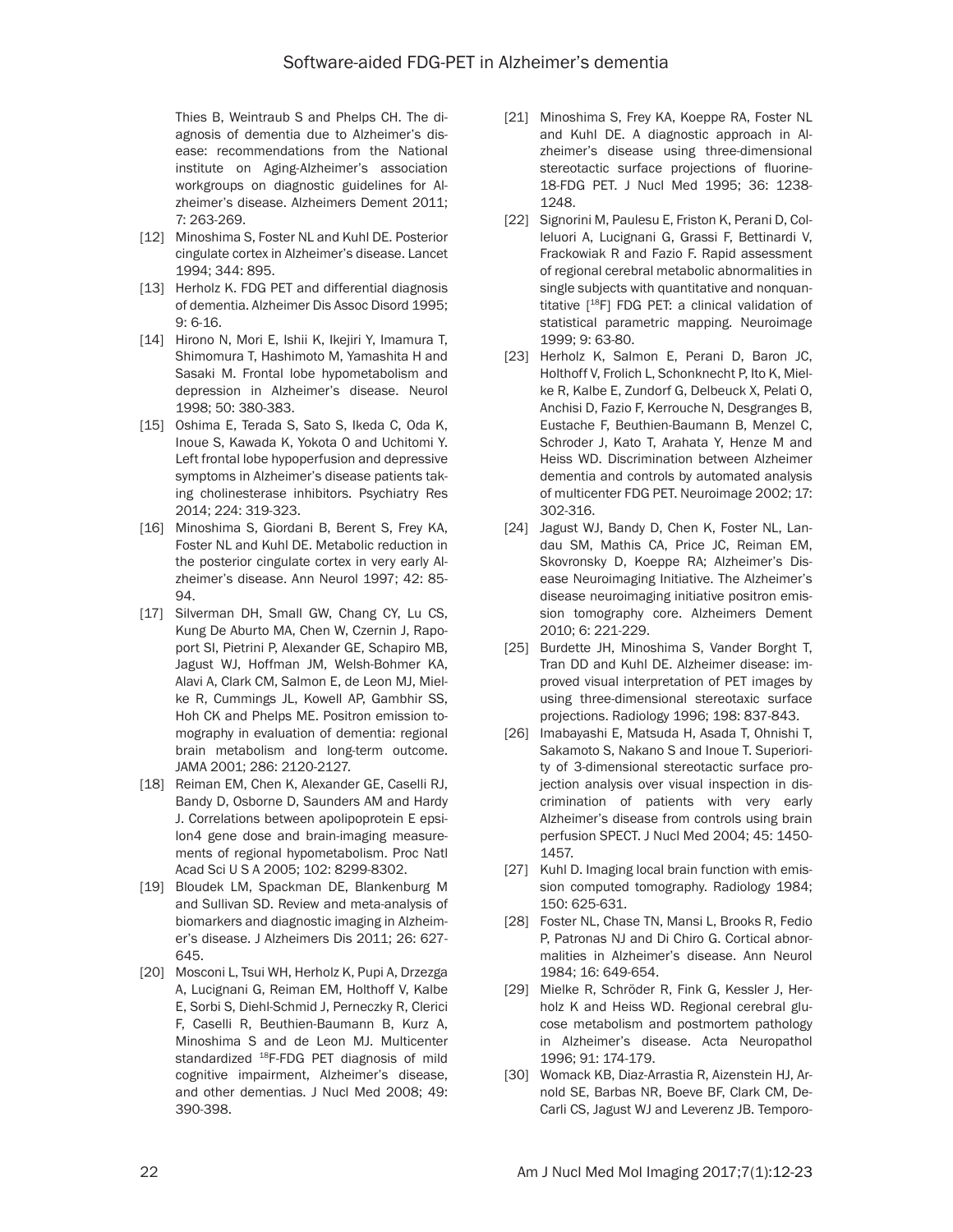Thies B, Weintraub S and Phelps CH. The diagnosis of dementia due to Alzheimer's disease: recommendations from the National institute on Aging-Alzheimer's association workgroups on diagnostic guidelines for Alzheimer's disease. Alzheimers Dement 2011; 7: 263-269.

[12] Minoshima S, Foster NL and Kuhl DE. Posterior cingulate cortex in Alzheimer's disease. Lancet 1994; 344: 895.

[13] Herholz K. FDG PET and differential diagnosis of dementia. Alzheimer Dis Assoc Disord 1995; 9: 6-16.

[14] Hirono N, Mori E, Ishii K, Ikejiri Y, Imamura T, Shimomura T, Hashimoto M, Yamashita H and Sasaki M. Frontal lobe hypometabolism and depression in Alzheimer's disease. Neurol 1998; 50: 380-383.

[15] Oshima E, Terada S, Sato S, Ikeda C, Oda K, Inoue S, Kawada K, Yokota O and Uchitomi Y. Left frontal lobe hypoperfusion and depressive symptoms in Alzheimer's disease patients taking cholinesterase inhibitors. Psychiatry Res 2014; 224: 319-323.

[16] Minoshima S, Giordani B, Berent S, Frey KA, Foster NL and Kuhl DE. Metabolic reduction in the posterior cingulate cortex in very early Alzheimer's disease. Ann Neurol 1997; 42: 85-94.

[17] Silverman DH, Small GW, Chang CY, Lu CS, Kung De Aburto MA, Chen W, Czernin J, Rapoport SI, Pietrini P, Alexander GE, Schapiro MB, Jagust WJ, Hoffman JM, Welsh-Bohmer KA, Alavi A, Clark CM, Salmon E, de Leon MJ, Mielke R, Cummings JL, Kowell AP, Gambhir SS, Hoh CK and Phelps ME. Positron emission tomography in evaluation of dementia: regional brain metabolism and long-term outcome. JAMA 2001; 286: 2120-2127.

[18] Reiman EM, Chen K, Alexander GE, Caselli RJ, Bandy D, Osborne D, Saunders AM and Hardy J. Correlations between apolipoprotein E epsilon4 gene dose and brain-imaging measurements of regional hypometabolism. Proc Natl Acad Sci U S A 2005; 102: 8299-8302.

[19] Bloudek LM, Spackman DE, Blankenburg M and Sullivan SD. Review and meta-analysis of biomarkers and diagnostic imaging in Alzheimer's disease. J Alzheimers Dis 2011; 26: 627-645.

[20] Mosconi L, Tsui WH, Herholz K, Pupi A, Drzezga A, Lucignani G, Reiman EM, Holthoff V, Kalbe E, Sorbi S, Diehl-Schmid J, Perneczky R, Clerici F, Caselli R, Beuthien-Baumann B, Kurz A, Minoshima S and de Leon MJ. Multicenter standardized $^{18}$F-FDG PET diagnosis of mild cognitive impairment, Alzheimer's disease, and other dementias. J Nucl Med 2008; 49: 390-398.

[21] Minoshima S, Frey KA, Koeppe RA, Foster NL and Kuhl DE. A diagnostic approach in Alzheimer's disease using three-dimensional stereotactic surface projections of fluorine-18-FDG PET. J Nucl Med 1995; 36: 1238-1248.

[22] Signorini M, Paulesu E, Friston K, Perani D, Colleluori A, Lucignani G, Grassi F, Bettinardi V, Frackowiak R and Fazio F. Rapid assessment of regional cerebral metabolic abnormalities in single subjects with quantitative and nonquantitative [$^{18}$F] FDG PET: a clinical validation of statistical parametric mapping. Neuroimage 1999; 9: 63-80.

[23] Herholz K, Salmon E, Perani D, Baron JC, Holthoff V, Frolich L, Schonknecht P, Ito K, Mielke R, Kalbe E, Zundorf G, Delbeuck X, Pelati O, Anchisi D, Fazio F, Kerrouche N, Desgranges B, Eustache F, Beuthien-Baumann B, Menzel C, Schroder J, Kato T, Arahata Y, Henze M and Heiss WD. Discrimination between Alzheimer dementia and controls by automated analysis of multicenter FDG PET. Neuroimage 2002; 17: 302-316.

[24] Jagust WJ, Bandy D, Chen K, Foster NL, Landau SM, Mathis CA, Price JC, Reiman EM, Skovronsky D, Koeppe RA; Alzheimer's Disease Neuroimaging Initiative. The Alzheimer's disease neuroimaging initiative positron emission tomography core. Alzheimers Dement 2010; 6: 221-229.

[25] Burdette JH, Minoshima S, Vander Borght T, Tran DD and Kuhl DE. Alzheimer disease: improved visual interpretation of PET images by using three-dimensional stereotaxic surface projections. Radiology 1996; 198: 837-843.

[26] Imabayashi E, Matsuda H, Asada T, Ohnishi T, Sakamoto S, Nakano S and Inoue T. Superiority of 3-dimensional stereotactic surface projection analysis over visual inspection in discrimination of patients with very early Alzheimer's disease from controls using brain perfusion SPECT. J Nucl Med 2004; 45: 1450-1457.

[27] Kuhl D. Imaging local brain function with emission computed tomography. Radiology 1984; 150: 625-631.

[28] Foster NL, Chase TN, Mansi L, Brooks R, Fedio P, Patronas NJ and Di Chiro G. Cortical abnormalities in Alzheimer's disease. Ann Neurol 1984; 16: 649-654.

[29] Mielke R, Schröder R, Fink G, Kessler J, Herholz K and Heiss WD. Regional cerebral glucose metabolism and postmortem pathology in Alzheimer's disease. Acta Neuropathol 1996; 91: 174-179.

[30] Womack KB, Diaz-Arrastia R, Aizenstein HJ, Arnold SE, Barbas NR, Boeve BF, Clark CM, DeCarli CS, Jagust WJ and Leverenz JB. Temporo-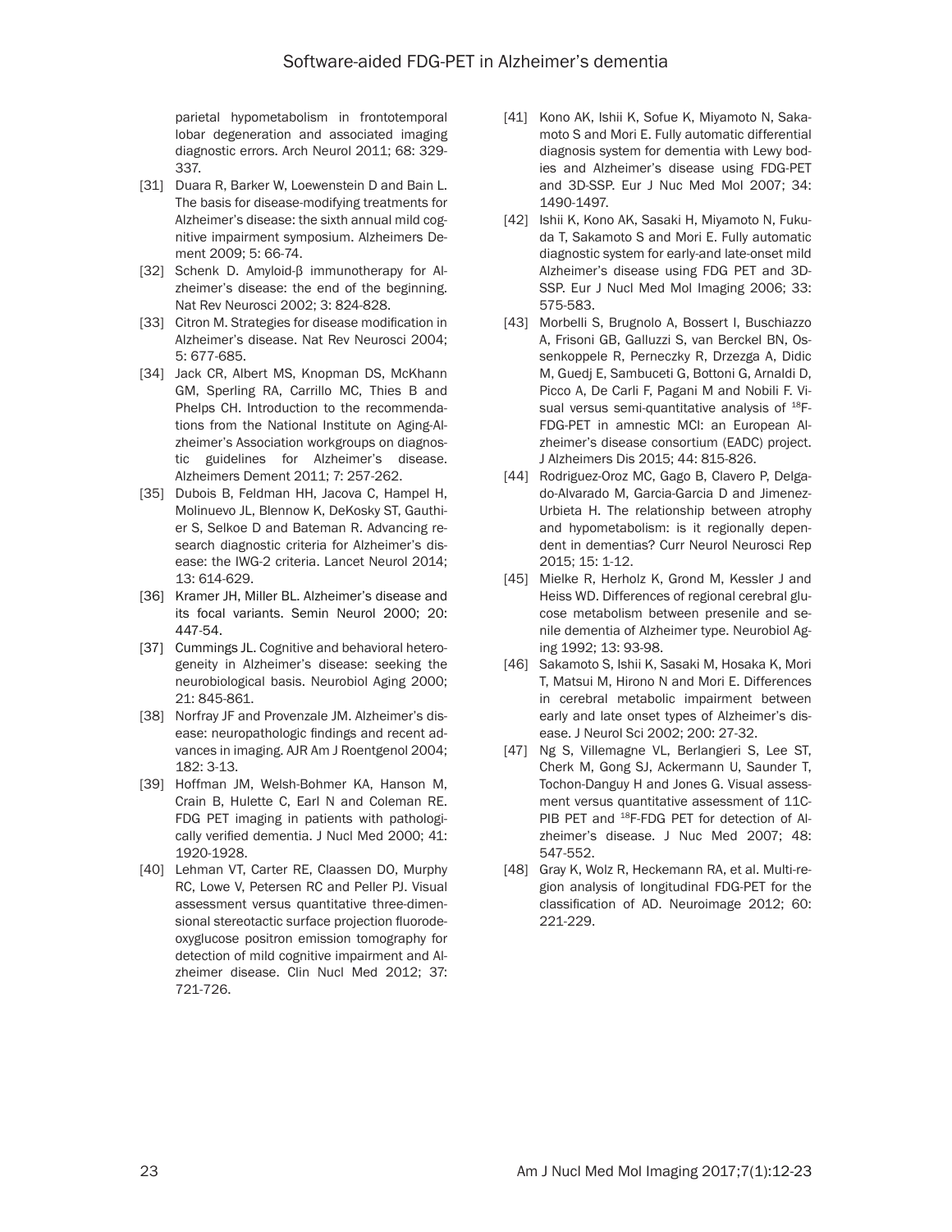parietal hypometabolism in frontotemporal lobar degeneration and associated imaging diagnostic errors. Arch Neurol 2011; 68: 329-337.

[31] Duara R, Barker W, Loewenstein D and Bain L. The basis for disease-modifying treatments for Alzheimer's disease: the sixth annual mild cognitive impairment symposium. Alzheimers Dement 2009; 5: 66-74.

[32] Schenk D. Amyloid-β immunotherapy for Alzheimer's disease: the end of the beginning. Nat Rev Neurosci 2002; 3: 824-828.

[33] Citron M. Strategies for disease modification in Alzheimer's disease. Nat Rev Neurosci 2004; 5: 677-685.

[34] Jack CR, Albert MS, Knopman DS, McKhann GM, Sperling RA, Carrillo MC, Thies B and Phelps CH. Introduction to the recommendations from the National Institute on Aging-Alzheimer's Association workgroups on diagnostic guidelines for Alzheimer's disease. Alzheimers Dement 2011; 7: 257-262.

[35] Dubois B, Feldman HH, Jacova C, Hampel H, Molinuevo JL, Blennow K, DeKosky ST, Gauthier S, Selkoe D and Bateman R. Advancing research diagnostic criteria for Alzheimer's disease: the IWG-2 criteria. Lancet Neurol 2014; 13: 614-629.

[36] Kramer JH, Miller BL. Alzheimer's disease and its focal variants. Semin Neurol 2000; 20: 447-54.

[37] Cummings JL. Cognitive and behavioral heterogeneity in Alzheimer's disease: seeking the neurobiological basis. Neurobiol Aging 2000; 21: 845-861.

[38] Norfray JF and Provenzale JM. Alzheimer's disease: neuropathologic findings and recent advances in imaging. AJR Am J Roentgenol 2004; 182: 3-13.

[39] Hoffman JM, Welsh-Bohmer KA, Hanson M, Crain B, Hulette C, Earl N and Coleman RE. FDG PET imaging in patients with pathologically verified dementia. J Nucl Med 2000; 41: 1920-1928.

[40] Lehman VT, Carter RE, Claassen DO, Murphy RC, Lowe V, Petersen RC and Peller PJ. Visual assessment versus quantitative three-dimensional stereotactic surface projection fluorodeoxyglucose positron emission tomography for detection of mild cognitive impairment and Alzheimer disease. Clin Nucl Med 2012; 37: 721-726.

[41] Kono AK, Ishii K, Sofue K, Miyamoto N, Sakamoto S and Mori E. Fully automatic differential diagnosis system for dementia with Lewy bodies and Alzheimer's disease using FDG-PET and 3D-SSP. Eur J Nuc Med Mol 2007; 34: 1490-1497.

[42] Ishii K, Kono AK, Sasaki H, Miyamoto N, Fukuda T, Sakamoto S and Mori E. Fully automatic diagnostic system for early-and late-onset mild Alzheimer's disease using FDG PET and 3D-SSP. Eur J Nucl Med Mol Imaging 2006; 33: 575-583.

[43] Morbelli S, Brugnolo A, Bossert I, Buschiazzo A, Frisoni GB, Galluzzi S, van Berckel BN, Ossenkoppele R, Perneczky R, Drzezga A, Didic M, Guedj E, Sambuceti G, Bottoni G, Arnaldi D, Picco A, De Carli F, Pagani M and Nobili F. Visual versus semi-quantitative analysis of $^{18}$F-FDG-PET in amnestic MCI: an European Alzheimer's disease consortium (EADC) project. J Alzheimers Dis 2015; 44: 815-826.

[44] Rodriguez-Oroz MC, Gago B, Clavero P, Delgado-Alvarado M, Garcia-Garcia D and Jimenez-Urbieta H. The relationship between atrophy and hypometabolism: is it regionally dependent in dementias? Curr Neurol Neurosci Rep 2015; 15: 1-12.

[45] Mielke R, Herholz K, Grond M, Kessler J and Heiss WD. Differences of regional cerebral glucose metabolism between presenile and senile dementia of Alzheimer type. Neurobiol Aging 1992; 13: 93-98.

[46] Sakamoto S, Ishii K, Sasaki M, Hosaka K, Mori T, Matsui M, Hirono N and Mori E. Differences in cerebral metabolic impairment between early and late onset types of Alzheimer's disease. J Neurol Sci 2002; 200: 27-32.

[47] Ng S, Villemagne VL, Berlangieri S, Lee ST, Cherk M, Gong SJ, Ackermann U, Saunder T, Tochon-Danguy H and Jones G. Visual assessment versus quantitative assessment of 11C-PIB PET and $^{18}$F-FDG PET for detection of Alzheimer's disease. J Nuc Med 2007; 48: 547-552.

[48] Gray K, Wolz R, Heckemann RA, et al. Multi-region analysis of longitudinal FDG-PET for the classification of AD. Neuroimage 2012; 60: 221-229.